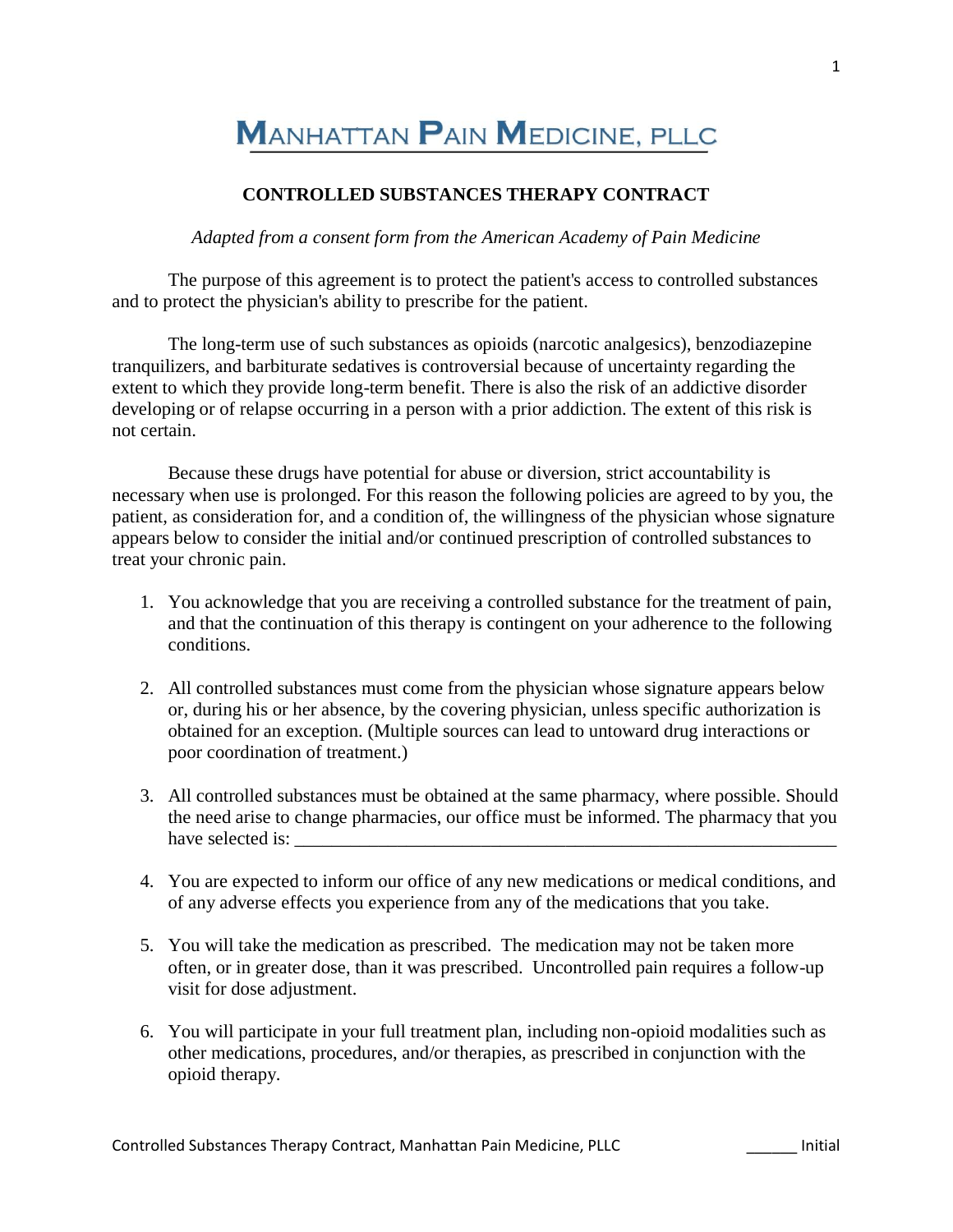# MANHATTAN PAIN MEDICINE, PLLC

## CONTROLLED SUBSTANCES THERAPY CONTRACT

*Adapted from a consent form from the American Academy of Pain Medicine*

The purpose of this agreement is to protect the patient's access to controlled substances and to protect the physician's ability to prescribe for the patient.

The long-term use of such substances as opioids (narcotic analgesics), benzodiazepine tranquilizers, and barbiturate sedatives is controversial because of uncertainty regarding the extent to which they provide long-term benefit. There is also the risk of an addictive disorder developing or of relapse occurring in a person with a prior addiction. The extent of this risk is not certain.

Because these drugs have potential for abuse or diversion, strict accountability is necessary when use is prolonged. For this reason the following policies are agreed to by you, the patient, as consideration for, and a condition of, the willingness of the physician whose signature appears below to consider the initial and/or continued prescription of controlled substances to treat your chronic pain.

1. You acknowledge that you are receiving a controlled substance for the treatment of pain, and that the continuation of this therapy is contingent on your adherence to the following conditions.

2. All controlled substances must come from the physician whose signature appears below or, during his or her absence, by the covering physician, unless specific authorization is obtained for an exception. (Multiple sources can lead to untoward drug interactions or poor coordination of treatment.)

3. All controlled substances must be obtained at the same pharmacy, where possible. Should the need arise to change pharmacies, our office must be informed. The pharmacy that you have selected is: ____________________________________________________________

4. You are expected to inform our office of any new medications or medical conditions, and of any adverse effects you experience from any of the medications that you take.

5. You will take the medication as prescribed. The medication may not be taken more often, or in greater dose, than it was prescribed. Uncontrolled pain requires a follow-up visit for dose adjustment.

6. You will participate in your full treatment plan, including non-opioid modalities such as other medications, procedures, and/or therapies, as prescribed in conjunction with the opioid therapy.

______ Initial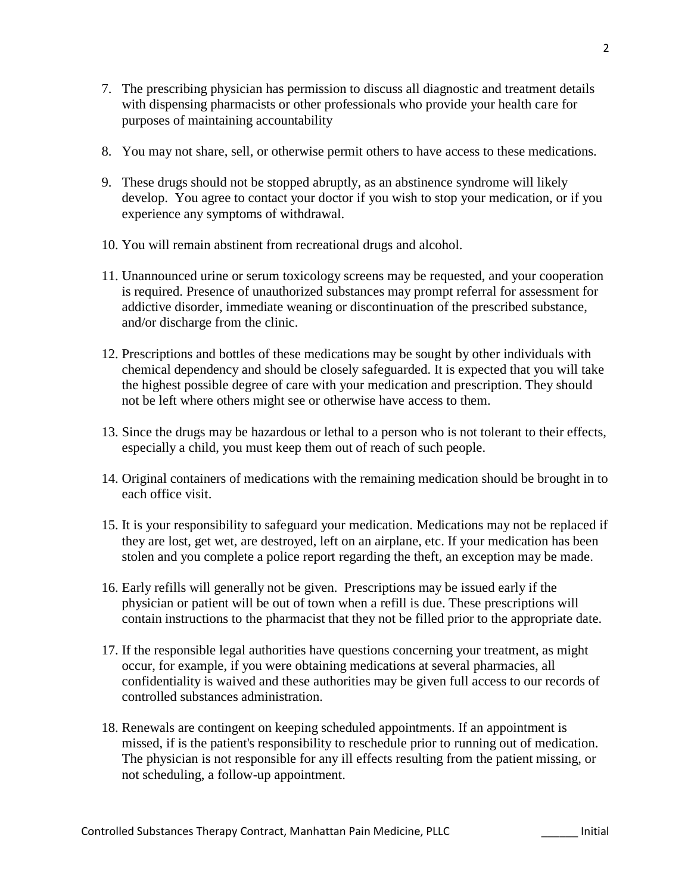7. The prescribing physician has permission to discuss all diagnostic and treatment details with dispensing pharmacists or other professionals who provide your health care for purposes of maintaining accountability

8. You may not share, sell, or otherwise permit others to have access to these medications.

9. These drugs should not be stopped abruptly, as an abstinence syndrome will likely develop. You agree to contact your doctor if you wish to stop your medication, or if you experience any symptoms of withdrawal.

10. You will remain abstinent from recreational drugs and alcohol.

11. Unannounced urine or serum toxicology screens may be requested, and your cooperation is required. Presence of unauthorized substances may prompt referral for assessment for addictive disorder, immediate weaning or discontinuation of the prescribed substance, and/or discharge from the clinic.

12. Prescriptions and bottles of these medications may be sought by other individuals with chemical dependency and should be closely safeguarded. It is expected that you will take the highest possible degree of care with your medication and prescription. They should not be left where others might see or otherwise have access to them.

13. Since the drugs may be hazardous or lethal to a person who is not tolerant to their effects, especially a child, you must keep them out of reach of such people.

14. Original containers of medications with the remaining medication should be brought in to each office visit.

15. It is your responsibility to safeguard your medication. Medications may not be replaced if they are lost, get wet, are destroyed, left on an airplane, etc. If your medication has been stolen and you complete a police report regarding the theft, an exception may be made.

16. Early refills will generally not be given. Prescriptions may be issued early if the physician or patient will be out of town when a refill is due. These prescriptions will contain instructions to the pharmacist that they not be filled prior to the appropriate date.

17. If the responsible legal authorities have questions concerning your treatment, as might occur, for example, if you were obtaining medications at several pharmacies, all confidentiality is waived and these authorities may be given full access to our records of controlled substances administration.

18. Renewals are contingent on keeping scheduled appointments. If an appointment is missed, if is the patient's responsibility to reschedule prior to running out of medication. The physician is not responsible for any ill effects resulting from the patient missing, or not scheduling, a follow-up appointment.

Controlled Substances Therapy Contract, Manhattan Pain Medicine, PLLC ______ Initial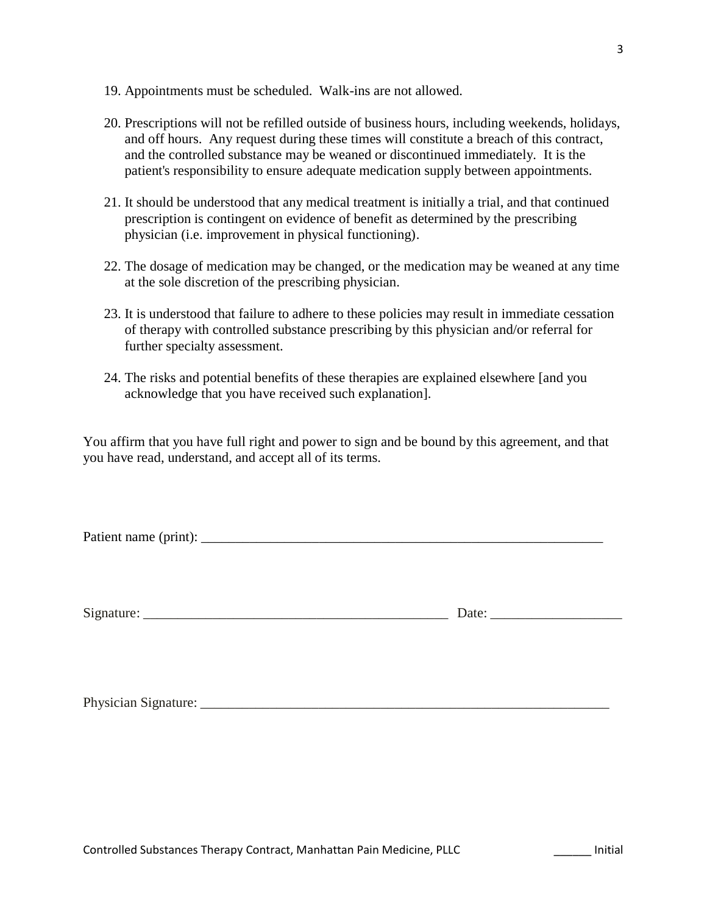19. Appointments must be scheduled. Walk-ins are not allowed.

20. Prescriptions will not be refilled outside of business hours, including weekends, holidays, and off hours. Any request during these times will constitute a breach of this contract, and the controlled substance may be weaned or discontinued immediately. It is the patient's responsibility to ensure adequate medication supply between appointments.

21. It should be understood that any medical treatment is initially a trial, and that continued prescription is contingent on evidence of benefit as determined by the prescribing physician (i.e. improvement in physical functioning).

22. The dosage of medication may be changed, or the medication may be weaned at any time at the sole discretion of the prescribing physician.

23. It is understood that failure to adhere to these policies may result in immediate cessation of therapy with controlled substance prescribing by this physician and/or referral for further specialty assessment.

24. The risks and potential benefits of these therapies are explained elsewhere [and you acknowledge that you have received such explanation].

You affirm that you have full right and power to sign and be bound by this agreement, and that you have read, understand, and accept all of its terms.

Patient name (print): ____________________________________________________________

Signature: ____________________________________________ Date: __________________

Physician Signature: ____________________________________________________________

Controlled Substances Therapy Contract, Manhattan Pain Medicine, PLLC ______ Initial